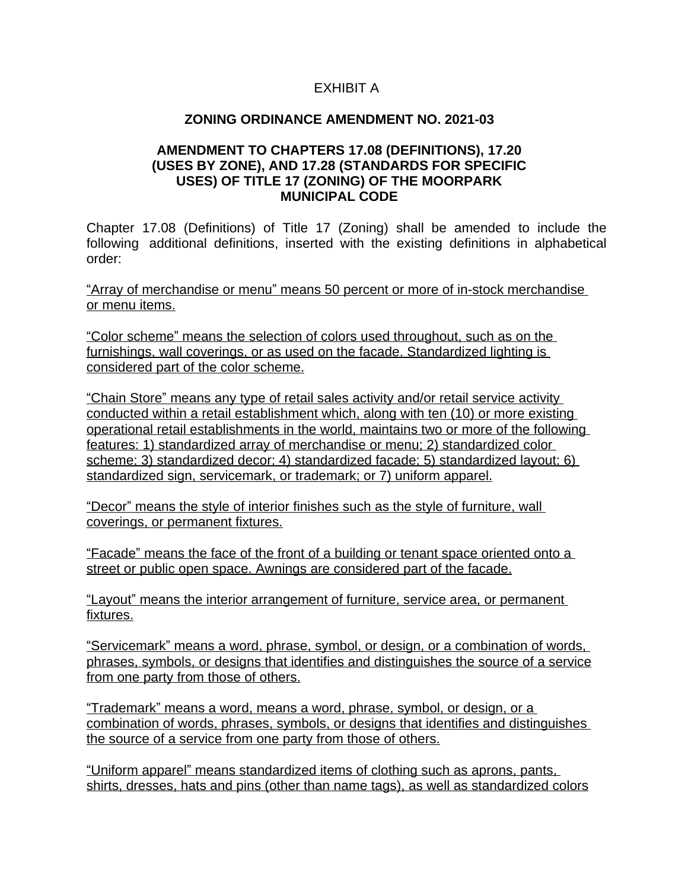EXHIBIT A

**ZONING ORDINANCE AMENDMENT NO. 2021-03**

**AMENDMENT TO CHAPTERS 17.08 (DEFINITIONS), 17.20 (USES BY ZONE), AND 17.28 (STANDARDS FOR SPECIFIC USES) OF TITLE 17 (ZONING) OF THE MOORPARK MUNICIPAL CODE**

Chapter 17.08 (Definitions) of Title 17 (Zoning) shall be amended to include the following additional definitions, inserted with the existing definitions in alphabetical order:

<u>“Array of merchandise or menu” means 50 percent or more of in-stock merchandise or menu items.</u>

<u>“Color scheme” means the selection of colors used throughout, such as on the furnishings, wall coverings, or as used on the facade. Standardized lighting is considered part of the color scheme.</u>

<u>“Chain Store” means any type of retail sales activity and/or retail service activity conducted within a retail establishment which, along with ten (10) or more existing operational retail establishments in the world, maintains two or more of the following features: 1) standardized array of merchandise or menu; 2) standardized color scheme; 3) standardized decor; 4) standardized facade; 5) standardized layout; 6) standardized sign, servicemark, or trademark; or 7) uniform apparel.</u>

<u>“Decor” means the style of interior finishes such as the style of furniture, wall coverings, or permanent fixtures.</u>

<u>“Facade” means the face of the front of a building or tenant space oriented onto a street or public open space. Awnings are considered part of the facade.</u>

<u>“Layout” means the interior arrangement of furniture, service area, or permanent fixtures.</u>

<u>“Servicemark” means a word, phrase, symbol, or design, or a combination of words, phrases, symbols, or designs that identifies and distinguishes the source of a service from one party from those of others.</u>

<u>“Trademark” means a word, means a word, phrase, symbol, or design, or a combination of words, phrases, symbols, or designs that identifies and distinguishes the source of a service from one party from those of others.</u>

<u>“Uniform apparel” means standardized items of clothing such as aprons, pants, shirts, dresses, hats and pins (other than name tags), as well as standardized colors</u>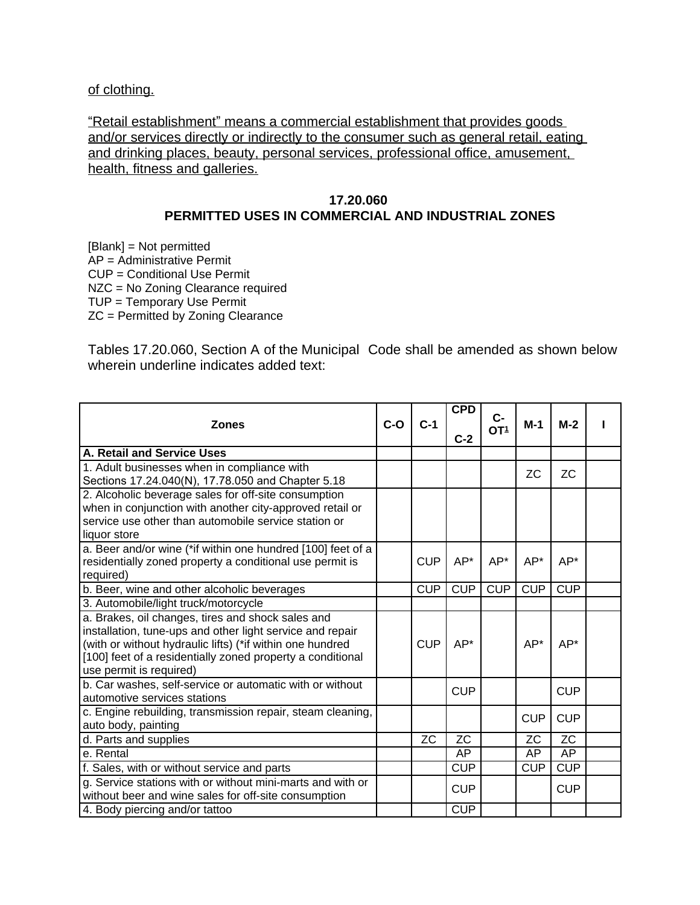of clothing.

"Retail establishment" means a commercial establishment that provides goods and/or services directly or indirectly to the consumer such as general retail, eating and drinking places, beauty, personal services, professional office, amusement, health, fitness and galleries.

### 17.20.060
### PERMITTED USES IN COMMERCIAL AND INDUSTRIAL ZONES

[Blank] = Not permitted
AP = Administrative Permit
CUP = Conditional Use Permit
NZC = No Zoning Clearance required
TUP = Temporary Use Permit
ZC = Permitted by Zoning Clearance

Tables 17.20.060, Section A of the Municipal Code shall be amended as shown below wherein underline indicates added text:

| Zones | C-O | C-1 | CPD C-2 | C-OT[1] | M-1 | M-2 | I |
|---|---|---|---|---|---|---|---|
| **A. Retail and Service Uses** | | | | | | | |
| 1. Adult businesses when in compliance with Sections 17.24.040(N), 17.78.050 and Chapter 5.18 | | | | | ZC | ZC | |
| 2. Alcoholic beverage sales for off-site consumption when in conjunction with another city-approved retail or service use other than automobile service station or liquor store | | | | | | | |
| a. Beer and/or wine (*if within one hundred [100] feet of a residentially zoned property a conditional use permit is required) | | CUP | AP* | AP* | AP* | AP* | |
| b. Beer, wine and other alcoholic beverages | | CUP | CUP | CUP | CUP | CUP | |
| 3. Automobile/light truck/motorcycle | | | | | | | |
| a. Brakes, oil changes, tires and shock sales and installation, tune-ups and other light service and repair (with or without hydraulic lifts) (*if within one hundred [100] feet of a residentially zoned property a conditional use permit is required) | | CUP | AP* | | AP* | AP* | |
| b. Car washes, self-service or automatic with or without automotive services stations | | | CUP | | | CUP | |
| c. Engine rebuilding, transmission repair, steam cleaning, auto body, painting | | | | | CUP | CUP | |
| d. Parts and supplies | | ZC | ZC | | ZC | ZC | |
| e. Rental | | | AP | | AP | AP | |
| f. Sales, with or without service and parts | | | CUP | | CUP | CUP | |
| g. Service stations with or without mini-marts and with or without beer and wine sales for off-site consumption | | | CUP | | | CUP | |
| 4. Body piercing and/or tattoo | | | CUP | | | | |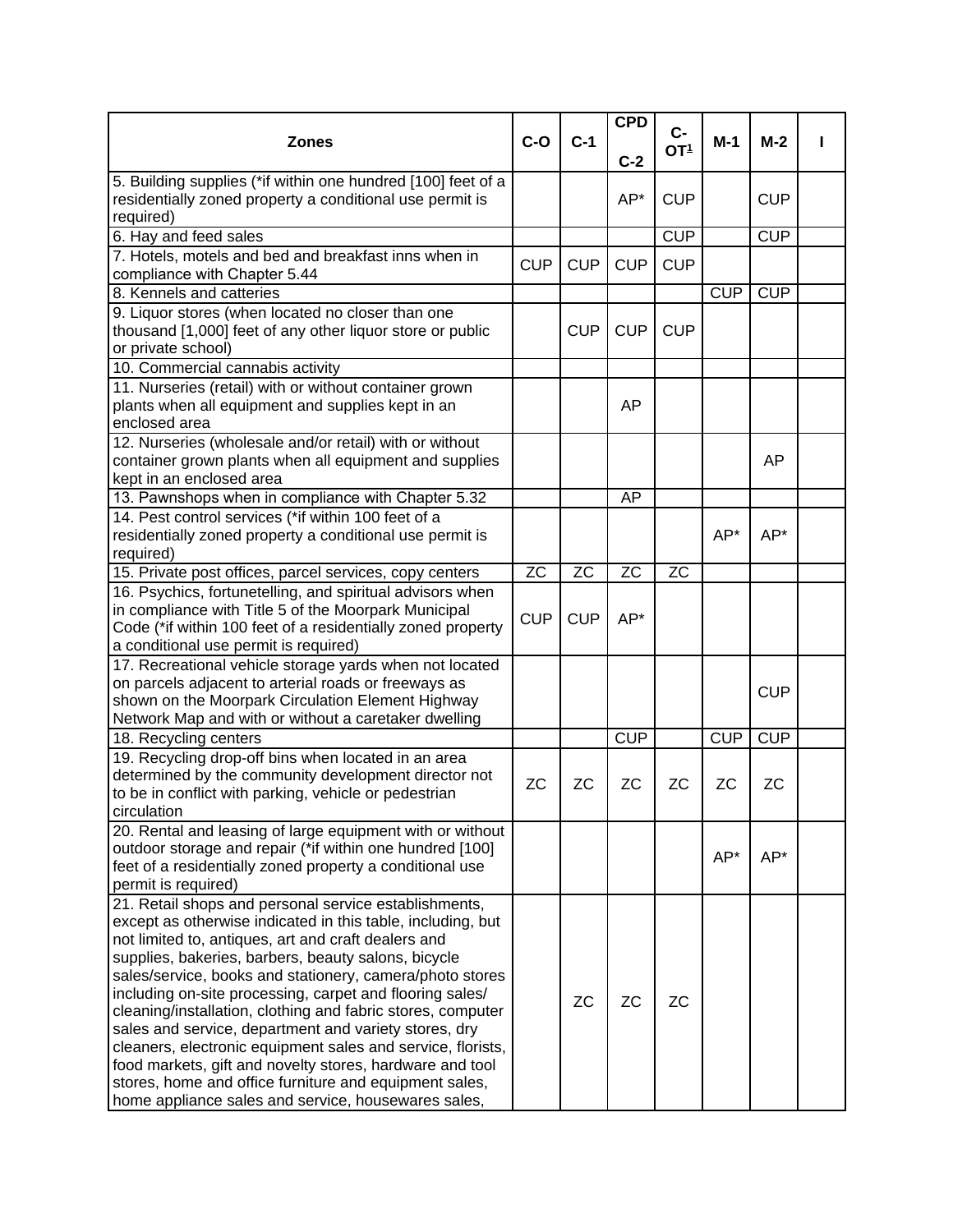| Zones | C-O | C-1 | CPD C-2 | C-OT[1] | M-1 | M-2 | I |
|---|---|---|---|---|---|---|---|
| 5. Building supplies (*if within one hundred [100] feet of a residentially zoned property a conditional use permit is required) | | | AP* | CUP | | CUP | |
| 6. Hay and feed sales | | | | CUP | | CUP | |
| 7. Hotels, motels and bed and breakfast inns when in compliance with Chapter 5.44 | CUP | CUP | CUP | CUP | | | |
| 8. Kennels and catteries | | | | | CUP | CUP | |
| 9. Liquor stores (when located no closer than one thousand [1,000] feet of any other liquor store or public or private school) | | CUP | CUP | CUP | | | |
| 10. Commercial cannabis activity | | | | | | | |
| 11. Nurseries (retail) with or without container grown plants when all equipment and supplies kept in an enclosed area | | | AP | | | | |
| 12. Nurseries (wholesale and/or retail) with or without container grown plants when all equipment and supplies kept in an enclosed area | | | | | | AP | |
| 13. Pawnshops when in compliance with Chapter 5.32 | | | AP | | | | |
| 14. Pest control services (*if within 100 feet of a residentially zoned property a conditional use permit is required) | | | | | AP* | AP* | |
| 15. Private post offices, parcel services, copy centers | ZC | ZC | ZC | ZC | | | |
| 16. Psychics, fortunetelling, and spiritual advisors when in compliance with Title 5 of the Moorpark Municipal Code (*if within 100 feet of a residentially zoned property a conditional use permit is required) | CUP | CUP | AP* | | | | |
| 17. Recreational vehicle storage yards when not located on parcels adjacent to arterial roads or freeways as shown on the Moorpark Circulation Element Highway Network Map and with or without a caretaker dwelling | | | | | | CUP | |
| 18. Recycling centers | | | CUP | | CUP | CUP | |
| 19. Recycling drop-off bins when located in an area determined by the community development director not to be in conflict with parking, vehicle or pedestrian circulation | ZC | ZC | ZC | ZC | ZC | ZC | |
| 20. Rental and leasing of large equipment with or without outdoor storage and repair (*if within one hundred [100] feet of a residentially zoned property a conditional use permit is required) | | | | | AP* | AP* | |
| 21. Retail shops and personal service establishments, except as otherwise indicated in this table, including, but not limited to, antiques, art and craft dealers and supplies, bakeries, barbers, beauty salons, bicycle sales/service, books and stationery, camera/photo stores including on-site processing, carpet and flooring sales/ cleaning/installation, clothing and fabric stores, computer sales and service, department and variety stores, dry cleaners, electronic equipment sales and service, florists, food markets, gift and novelty stores, hardware and tool stores, home and office furniture and equipment sales, home appliance sales and service, housewares sales, | | ZC | ZC | ZC | | | |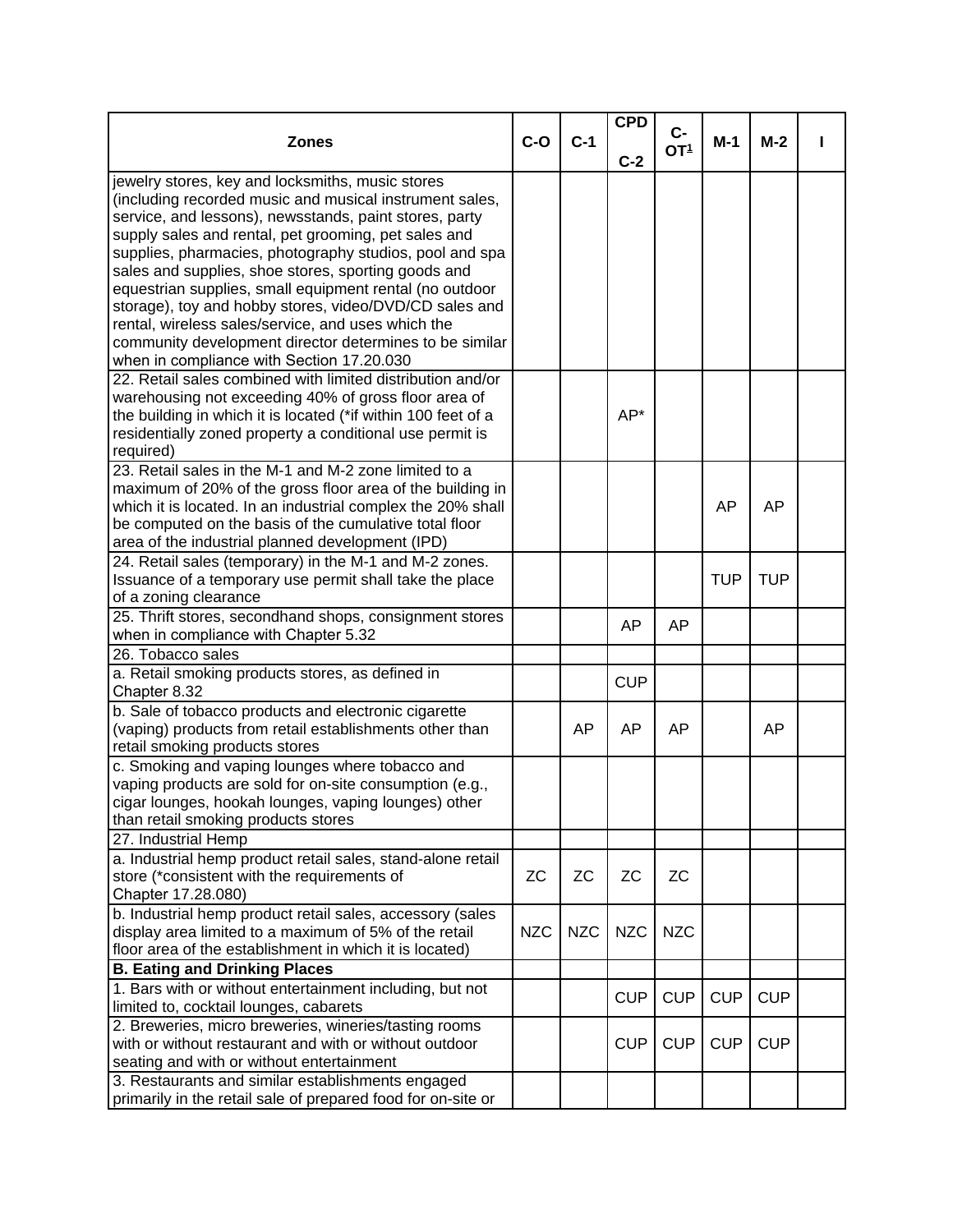| Zones | C-O | C-1 | CPD<br><br>C-2 | C-OT[1] | M-1 | M-2 | I |
|---|---|---|---|---|---|---|---|
| jewelry stores, key and locksmiths, music stores (including recorded music and musical instrument sales, service, and lessons), newsstands, paint stores, party supply sales and rental, pet grooming, pet sales and supplies, pharmacies, photography studios, pool and spa sales and supplies, shoe stores, sporting goods and equestrian supplies, small equipment rental (no outdoor storage), toy and hobby stores, video/DVD/CD sales and rental, wireless sales/service, and uses which the community development director determines to be similar when in compliance with Section 17.20.030 | | | | | | | |
| 22. Retail sales combined with limited distribution and/or warehousing not exceeding 40% of gross floor area of the building in which it is located (*if within 100 feet of a residentially zoned property a conditional use permit is required) | | | AP* | | | | |
| 23. Retail sales in the M-1 and M-2 zone limited to a maximum of 20% of the gross floor area of the building in which it is located. In an industrial complex the 20% shall be computed on the basis of the cumulative total floor area of the industrial planned development (IPD) | | | | | AP | AP | |
| 24. Retail sales (temporary) in the M-1 and M-2 zones. Issuance of a temporary use permit shall take the place of a zoning clearance | | | | | TUP | TUP | |
| 25. Thrift stores, secondhand shops, consignment stores when in compliance with Chapter 5.32 | | | AP | AP | | | |
| 26. Tobacco sales | | | | | | | |
| a. Retail smoking products stores, as defined in Chapter 8.32 | | | CUP | | | | |
| b. Sale of tobacco products and electronic cigarette (vaping) products from retail establishments other than retail smoking products stores | | AP | AP | AP | | AP | |
| c. Smoking and vaping lounges where tobacco and vaping products are sold for on-site consumption (e.g., cigar lounges, hookah lounges, vaping lounges) other than retail smoking products stores | | | | | | | |
| 27. Industrial Hemp | | | | | | | |
| a. Industrial hemp product retail sales, stand-alone retail store (*consistent with the requirements of Chapter 17.28.080) | ZC | ZC | ZC | ZC | | | |
| b. Industrial hemp product retail sales, accessory (sales display area limited to a maximum of 5% of the retail floor area of the establishment in which it is located) | NZC | NZC | NZC | NZC | | | |
| **B. Eating and Drinking Places** | | | | | | | |
| 1. Bars with or without entertainment including, but not limited to, cocktail lounges, cabarets | | | CUP | CUP | CUP | CUP | |
| 2. Breweries, micro breweries, wineries/tasting rooms with or without restaurant and with or without outdoor seating and with or without entertainment | | | CUP | CUP | CUP | CUP | |
| 3. Restaurants and similar establishments engaged primarily in the retail sale of prepared food for on-site or | | | | | | | |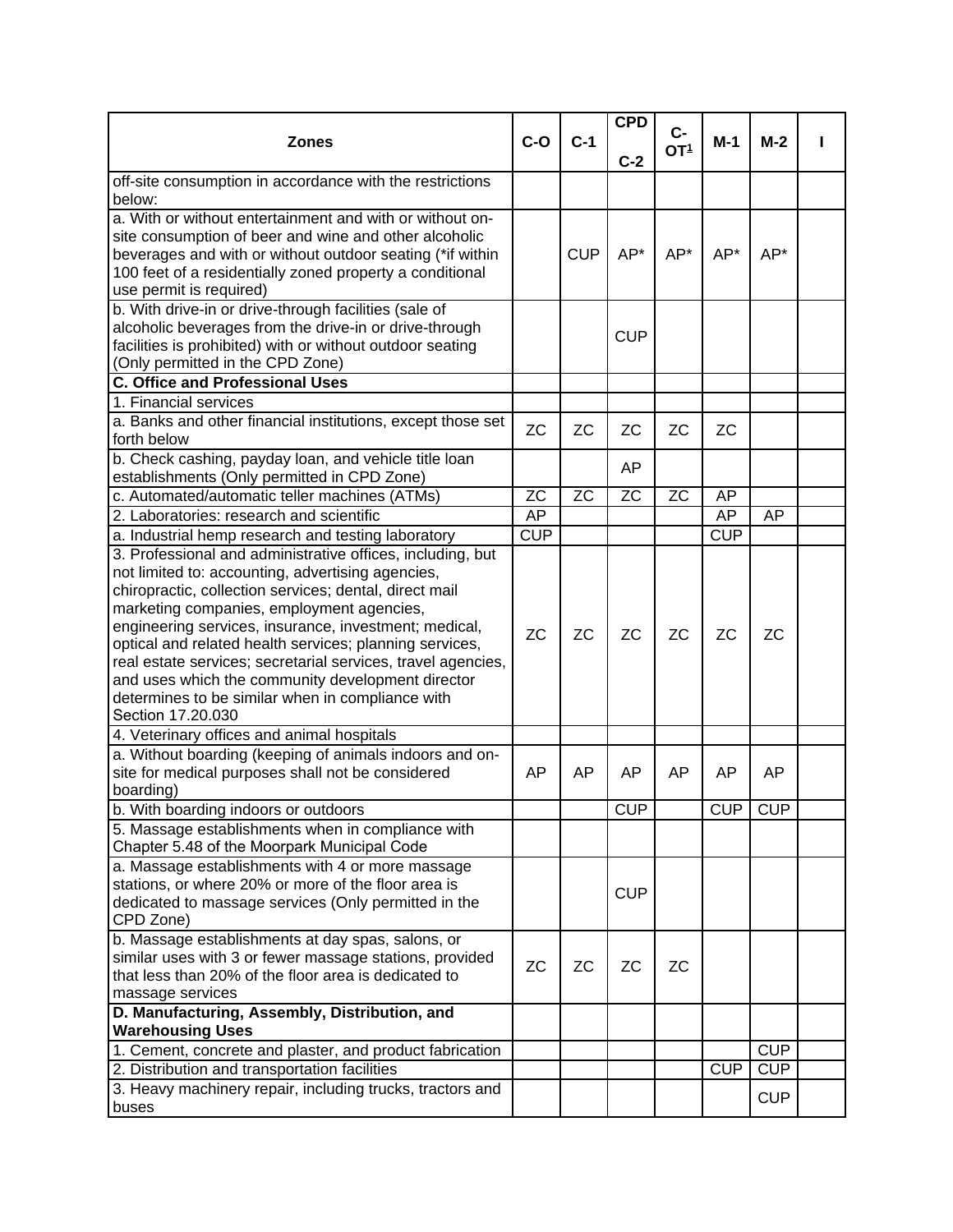| Zones | C-O | C-1 | CPD<br><br>C-2 | C-OT[1] | M-1 | M-2 | I |
|---|---|---|---|---|---|---|---|
| off-site consumption in accordance with the restrictions below: | | | | | | | |
| a. With or without entertainment and with or without on-site consumption of beer and wine and other alcoholic beverages and with or without outdoor seating (*if within 100 feet of a residentially zoned property a conditional use permit is required) | | CUP | AP* | AP* | AP* | AP* | |
| b. With drive-in or drive-through facilities (sale of alcoholic beverages from the drive-in or drive-through facilities is prohibited) with or without outdoor seating (Only permitted in the CPD Zone) | | | CUP | | | | |
| **C. Office and Professional Uses** | | | | | | | |
| 1. Financial services | | | | | | | |
| a. Banks and other financial institutions, except those set forth below | ZC | ZC | ZC | ZC | ZC | | |
| b. Check cashing, payday loan, and vehicle title loan establishments (Only permitted in CPD Zone) | | | AP | | | | |
| c. Automated/automatic teller machines (ATMs) | ZC | ZC | ZC | ZC | AP | | |
| 2. Laboratories: research and scientific | AP | | | | AP | AP | |
| a. Industrial hemp research and testing laboratory | CUP | | | | CUP | | |
| 3. Professional and administrative offices, including, but not limited to: accounting, advertising agencies, chiropractic, collection services; dental, direct mail marketing companies, employment agencies, engineering services, insurance, investment; medical, optical and related health services; planning services, real estate services; secretarial services, travel agencies, and uses which the community development director determines to be similar when in compliance with Section 17.20.030 | ZC | ZC | ZC | ZC | ZC | ZC | |
| 4. Veterinary offices and animal hospitals | | | | | | | |
| a. Without boarding (keeping of animals indoors and on-site for medical purposes shall not be considered boarding) | AP | AP | AP | AP | AP | AP | |
| b. With boarding indoors or outdoors | | | CUP | | CUP | CUP | |
| 5. Massage establishments when in compliance with Chapter 5.48 of the Moorpark Municipal Code | | | | | | | |
| a. Massage establishments with 4 or more massage stations, or where 20% or more of the floor area is dedicated to massage services (Only permitted in the CPD Zone) | | | CUP | | | | |
| b. Massage establishments at day spas, salons, or similar uses with 3 or fewer massage stations, provided that less than 20% of the floor area is dedicated to massage services | ZC | ZC | ZC | ZC | | | |
| **D. Manufacturing, Assembly, Distribution, and Warehousing Uses** | | | | | | | |
| 1. Cement, concrete and plaster, and product fabrication | | | | | | CUP | |
| 2. Distribution and transportation facilities | | | | | CUP | CUP | |
| 3. Heavy machinery repair, including trucks, tractors and buses | | | | | | CUP | |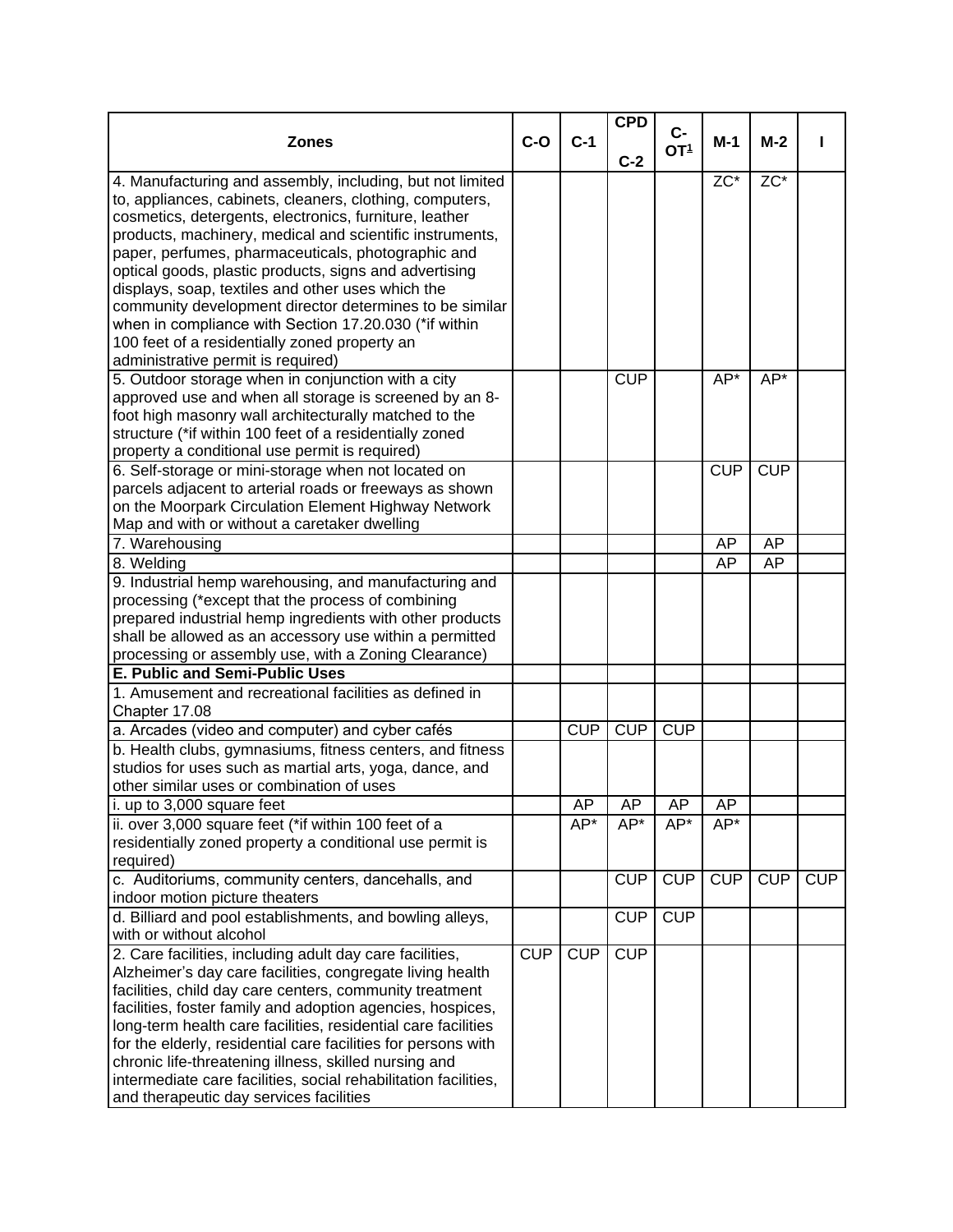| Zones | C-O | C-1 | CPD<br><br>C-2 | C-OT[1] | M-1 | M-2 | I |
|---|---|---|---|---|---|---|---|
| 4. Manufacturing and assembly, including, but not limited to, appliances, cabinets, cleaners, clothing, computers, cosmetics, detergents, electronics, furniture, leather products, machinery, medical and scientific instruments, paper, perfumes, pharmaceuticals, photographic and optical goods, plastic products, signs and advertising displays, soap, textiles and other uses which the community development director determines to be similar when in compliance with Section 17.20.030 (*if within 100 feet of a residentially zoned property an administrative permit is required) | | | | | ZC* | ZC* | |
| 5. Outdoor storage when in conjunction with a city approved use and when all storage is screened by an 8-foot high masonry wall architecturally matched to the structure (*if within 100 feet of a residentially zoned property a conditional use permit is required) | | | CUP | | AP* | AP* | |
| 6. Self-storage or mini-storage when not located on parcels adjacent to arterial roads or freeways as shown on the Moorpark Circulation Element Highway Network Map and with or without a caretaker dwelling | | | | | CUP | CUP | |
| 7. Warehousing | | | | | AP | AP | |
| 8. Welding | | | | | AP | AP | |
| 9. Industrial hemp warehousing, and manufacturing and processing (*except that the process of combining prepared industrial hemp ingredients with other products shall be allowed as an accessory use within a permitted processing or assembly use, with a Zoning Clearance) | | | | | | | |
| **E. Public and Semi-Public Uses** | | | | | | | |
| 1. Amusement and recreational facilities as defined in Chapter 17.08 | | | | | | | |
| a. Arcades (video and computer) and cyber cafés | | CUP | CUP | CUP | | | |
| b. Health clubs, gymnasiums, fitness centers, and fitness studios for uses such as martial arts, yoga, dance, and other similar uses or combination of uses | | | | | | | |
| i. up to 3,000 square feet | | AP | AP | AP | AP | | |
| ii. over 3,000 square feet (*if within 100 feet of a residentially zoned property a conditional use permit is required) | | AP* | AP* | AP* | AP* | | |
| c. Auditoriums, community centers, dancehalls, and indoor motion picture theaters | | | CUP | CUP | CUP | CUP | CUP |
| d. Billiard and pool establishments, and bowling alleys, with or without alcohol | | | CUP | CUP | | | |
| 2. Care facilities, including adult day care facilities, Alzheimer's day care facilities, congregate living health facilities, child day care centers, community treatment facilities, foster family and adoption agencies, hospices, long-term health care facilities, residential care facilities for the elderly, residential care facilities for persons with chronic life-threatening illness, skilled nursing and intermediate care facilities, social rehabilitation facilities, and therapeutic day services facilities | CUP | CUP | CUP | | | | |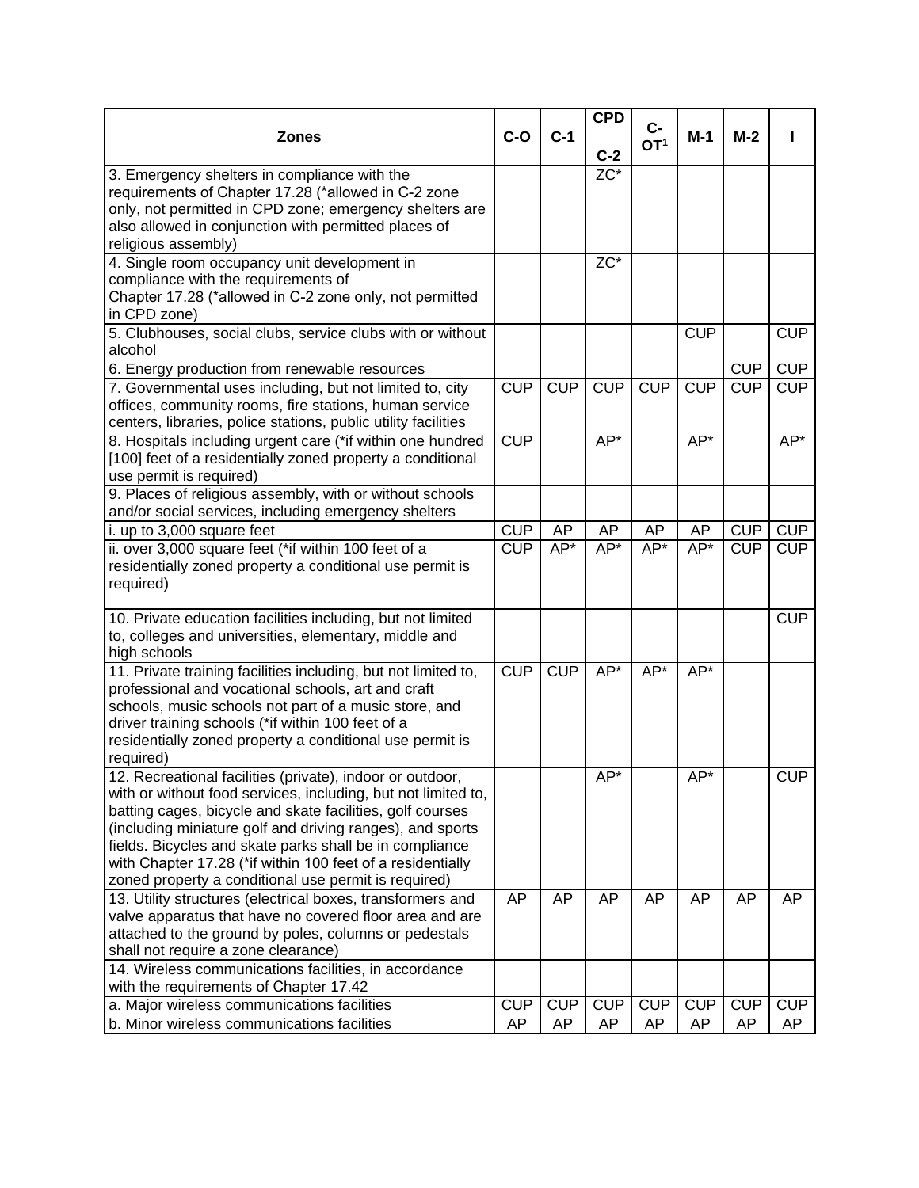| Zones | C-O | C-1 | CPD<br><br>C-2 | C-OT[1] | M-1 | M-2 | I |
|---|---|---|---|---|---|---|---|
| 3. Emergency shelters in compliance with the requirements of Chapter 17.28 (*allowed in C-2 zone only, not permitted in CPD zone; emergency shelters are also allowed in conjunction with permitted places of religious assembly) | | | ZC* | | | | |
| 4. Single room occupancy unit development in compliance with the requirements of Chapter 17.28 (*allowed in C-2 zone only, not permitted in CPD zone) | | | ZC* | | | | |
| 5. Clubhouses, social clubs, service clubs with or without alcohol | | | | | CUP | | CUP |
| 6. Energy production from renewable resources | | | | | | CUP | CUP |
| 7. Governmental uses including, but not limited to, city offices, community rooms, fire stations, human service centers, libraries, police stations, public utility facilities | CUP | CUP | CUP | CUP | CUP | CUP | CUP |
| 8. Hospitals including urgent care (*if within one hundred [100] feet of a residentially zoned property a conditional use permit is required) | CUP | | AP* | | AP* | | AP* |
| 9. Places of religious assembly, with or without schools and/or social services, including emergency shelters | | | | | | | |
| i. up to 3,000 square feet | CUP | AP | AP | AP | AP | CUP | CUP |
| ii. over 3,000 square feet (*if within 100 feet of a residentially zoned property a conditional use permit is required) | CUP | AP* | AP* | AP* | AP* | CUP | CUP |
| 10. Private education facilities including, but not limited to, colleges and universities, elementary, middle and high schools | | | | | | | CUP |
| 11. Private training facilities including, but not limited to, professional and vocational schools, art and craft schools, music schools not part of a music store, and driver training schools (*if within 100 feet of a residentially zoned property a conditional use permit is required) | CUP | CUP | AP* | AP* | AP* | | |
| 12. Recreational facilities (private), indoor or outdoor, with or without food services, including, but not limited to, batting cages, bicycle and skate facilities, golf courses (including miniature golf and driving ranges), and sports fields. Bicycles and skate parks shall be in compliance with Chapter 17.28 (*if within 100 feet of a residentially zoned property a conditional use permit is required) | | | AP* | | AP* | | CUP |
| 13. Utility structures (electrical boxes, transformers and valve apparatus that have no covered floor area and are attached to the ground by poles, columns or pedestals shall not require a zone clearance) | AP | AP | AP | AP | AP | AP | AP |
| 14. Wireless communications facilities, in accordance with the requirements of Chapter 17.42 | | | | | | | |
| a. Major wireless communications facilities | CUP | CUP | CUP | CUP | CUP | CUP | CUP |
| b. Minor wireless communications facilities | AP | AP | AP | AP | AP | AP | AP |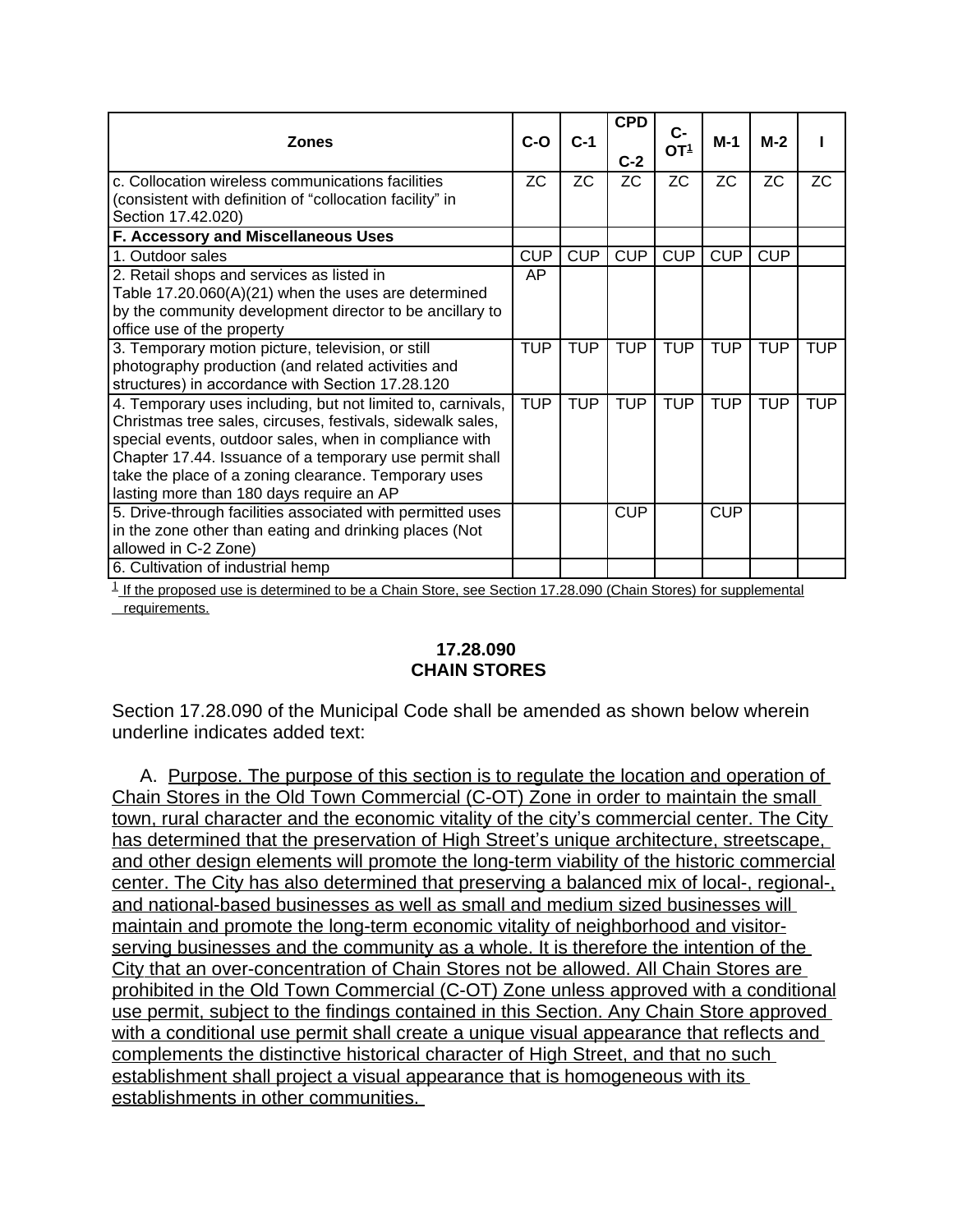| Zones | C-O | C-1 | CPD C-2 | C-OT[1] | M-1 | M-2 | I |
|---|---|---|---|---|---|---|---|
| c. Collocation wireless communications facilities (consistent with definition of "collocation facility" in Section 17.42.020) | ZC | ZC | ZC | ZC | ZC | ZC | ZC |
| **F. Accessory and Miscellaneous Uses** | | | | | | | |
| 1. Outdoor sales | CUP | CUP | CUP | CUP | CUP | CUP | |
| 2. Retail shops and services as listed in Table 17.20.060(A)(21) when the uses are determined by the community development director to be ancillary to office use of the property | AP | | | | | | |
| 3. Temporary motion picture, television, or still photography production (and related activities and structures) in accordance with Section 17.28.120 | TUP | TUP | TUP | TUP | TUP | TUP | TUP |
| 4. Temporary uses including, but not limited to, carnivals, Christmas tree sales, circuses, festivals, sidewalk sales, special events, outdoor sales, when in compliance with Chapter 17.44. Issuance of a temporary use permit shall take the place of a zoning clearance. Temporary uses lasting more than 180 days require an AP | TUP | TUP | TUP | TUP | TUP | TUP | TUP |
| 5. Drive-through facilities associated with permitted uses in the zone other than eating and drinking places (Not allowed in C-2 Zone) | | | CUP | | CUP | | |
| 6. Cultivation of industrial hemp | | | | | | | |

[1] If the proposed use is determined to be a Chain Store, see Section 17.28.090 (Chain Stores) for supplemental requirements.

### 17.28.090
### CHAIN STORES

Section 17.28.090 of the Municipal Code shall be amended as shown below wherein underline indicates added text:

A. Purpose. The purpose of this section is to regulate the location and operation of Chain Stores in the Old Town Commercial (C-OT) Zone in order to maintain the small town, rural character and the economic vitality of the city's commercial center. The City has determined that the preservation of High Street's unique architecture, streetscape, and other design elements will promote the long-term viability of the historic commercial center. The City has also determined that preserving a balanced mix of local-, regional-, and national-based businesses as well as small and medium sized businesses will maintain and promote the long-term economic vitality of neighborhood and visitor-serving businesses and the community as a whole. It is therefore the intention of the City that an over-concentration of Chain Stores not be allowed. All Chain Stores are prohibited in the Old Town Commercial (C-OT) Zone unless approved with a conditional use permit, subject to the findings contained in this Section. Any Chain Store approved with a conditional use permit shall create a unique visual appearance that reflects and complements the distinctive historical character of High Street, and that no such establishment shall project a visual appearance that is homogeneous with its establishments in other communities.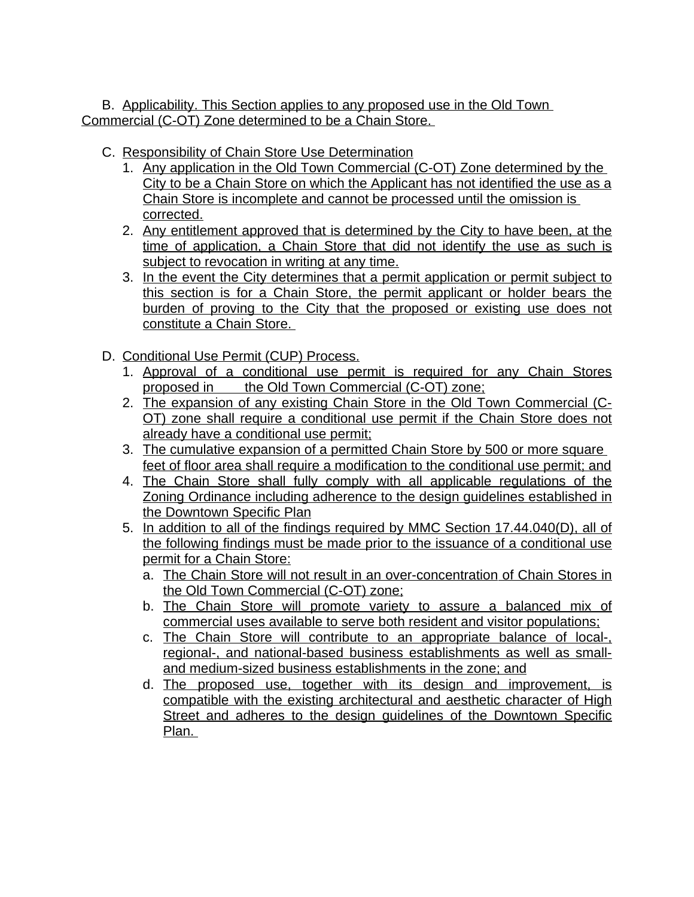B. Applicability. This Section applies to any proposed use in the Old Town Commercial (C-OT) Zone determined to be a Chain Store.

C. Responsibility of Chain Store Use Determination

1. Any application in the Old Town Commercial (C-OT) Zone determined by the City to be a Chain Store on which the Applicant has not identified the use as a Chain Store is incomplete and cannot be processed until the omission is corrected.
2. Any entitlement approved that is determined by the City to have been, at the time of application, a Chain Store that did not identify the use as such is subject to revocation in writing at any time.
3. In the event the City determines that a permit application or permit subject to this section is for a Chain Store, the permit applicant or holder bears the burden of proving to the City that the proposed or existing use does not constitute a Chain Store.

D. Conditional Use Permit (CUP) Process.

1. Approval of a conditional use permit is required for any Chain Stores proposed in the Old Town Commercial (C-OT) zone;
2. The expansion of any existing Chain Store in the Old Town Commercial (C-OT) zone shall require a conditional use permit if the Chain Store does not already have a conditional use permit;
3. The cumulative expansion of a permitted Chain Store by 500 or more square feet of floor area shall require a modification to the conditional use permit; and
4. The Chain Store shall fully comply with all applicable regulations of the Zoning Ordinance including adherence to the design guidelines established in the Downtown Specific Plan
5. In addition to all of the findings required by MMC Section 17.44.040(D), all of the following findings must be made prior to the issuance of a conditional use permit for a Chain Store:
   a. The Chain Store will not result in an over-concentration of Chain Stores in the Old Town Commercial (C-OT) zone;
   b. The Chain Store will promote variety to assure a balanced mix of commercial uses available to serve both resident and visitor populations;
   c. The Chain Store will contribute to an appropriate balance of local-, regional-, and national-based business establishments as well as small- and medium-sized business establishments in the zone; and
   d. The proposed use, together with its design and improvement, is compatible with the existing architectural and aesthetic character of High Street and adheres to the design guidelines of the Downtown Specific Plan.